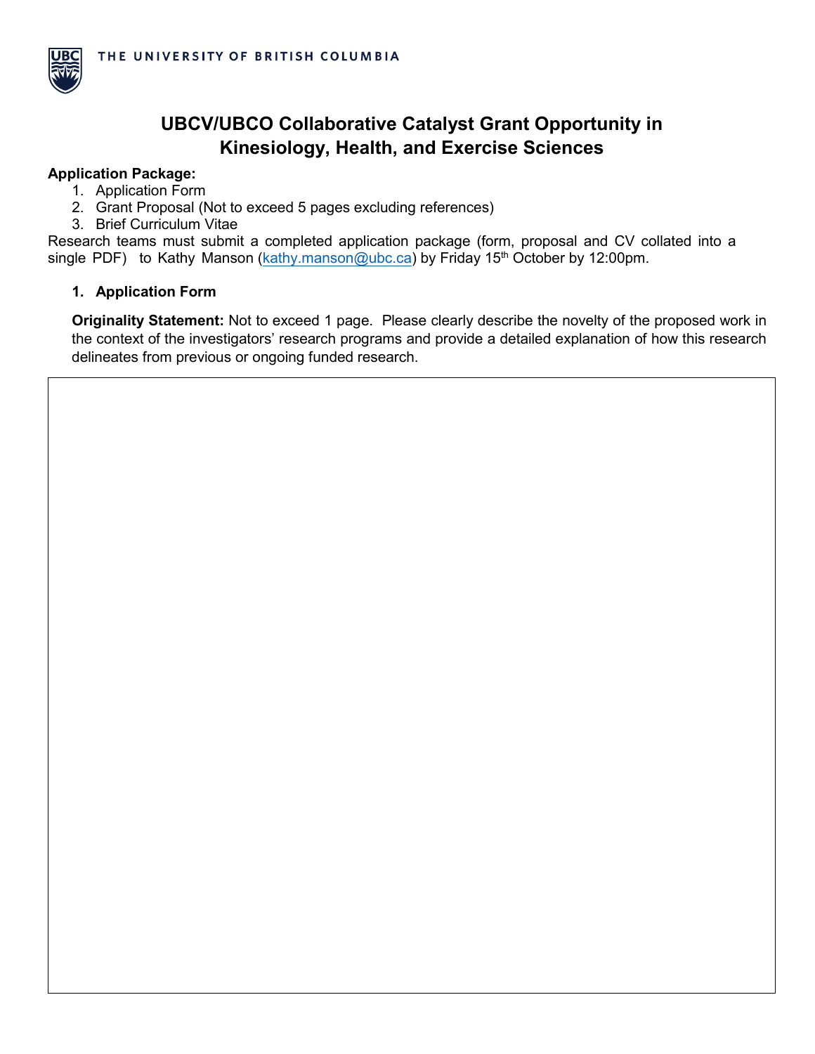THE UNIVERSITY OF BRITISH COLUMBIA

# UBCV/UBCO Collaborative Catalyst Grant Opportunity in Kinesiology, Health, and Exercise Sciences

**Application Package:**

1. Application Form
2. Grant Proposal (Not to exceed 5 pages excluding references)
3. Brief Curriculum Vitae

Research teams must submit a completed application package (form, proposal and CV collated into a single PDF) to Kathy Manson (kathy.manson@ubc.ca) by Friday 15th October by 12:00pm.

## 1. Application Form

**Originality Statement:** Not to exceed 1 page. Please clearly describe the novelty of the proposed work in the context of the investigators' research programs and provide a detailed explanation of how this research delineates from previous or ongoing funded research.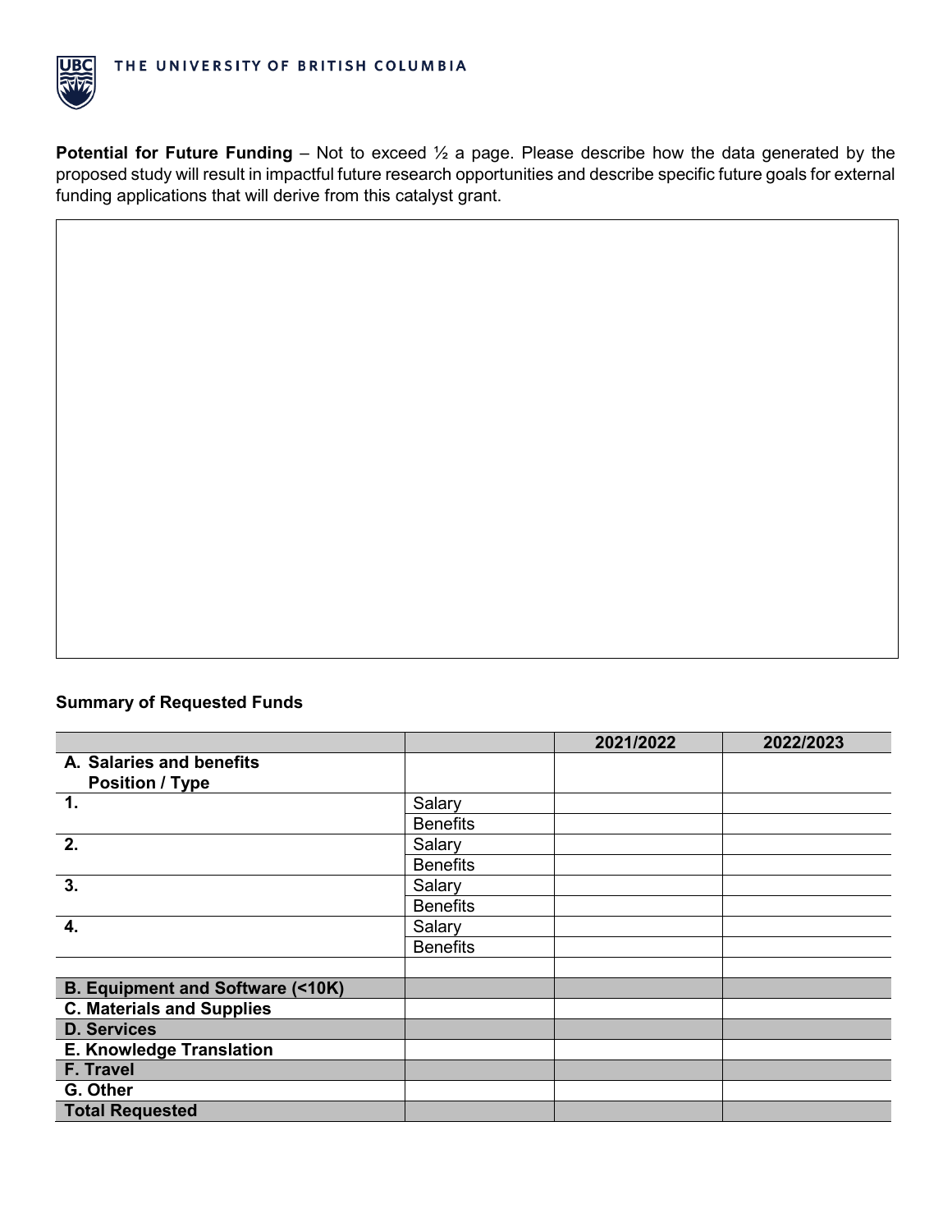**Potential for Future Funding** – Not to exceed ½ a page. Please describe how the data generated by the proposed study will result in impactful future research opportunities and describe specific future goals for external funding applications that will derive from this catalyst grant.

| |
|---|
| |

**Summary of Requested Funds**

| | | 2021/2022 | 2022/2023 |
|---|---|---|---|
| **A. Salaries and benefits Position / Type** | | | |
| **1.** | Salary | | |
| | Benefits | | |
| **2.** | Salary | | |
| | Benefits | | |
| **3.** | Salary | | |
| | Benefits | | |
| **4.** | Salary | | |
| | Benefits | | |
| | | | |
| **B. Equipment and Software (<10K)** | | | |
| **C. Materials and Supplies** | | | |
| **D. Services** | | | |
| **E. Knowledge Translation** | | | |
| **F. Travel** | | | |
| **G. Other** | | | |
| **Total Requested** | | | |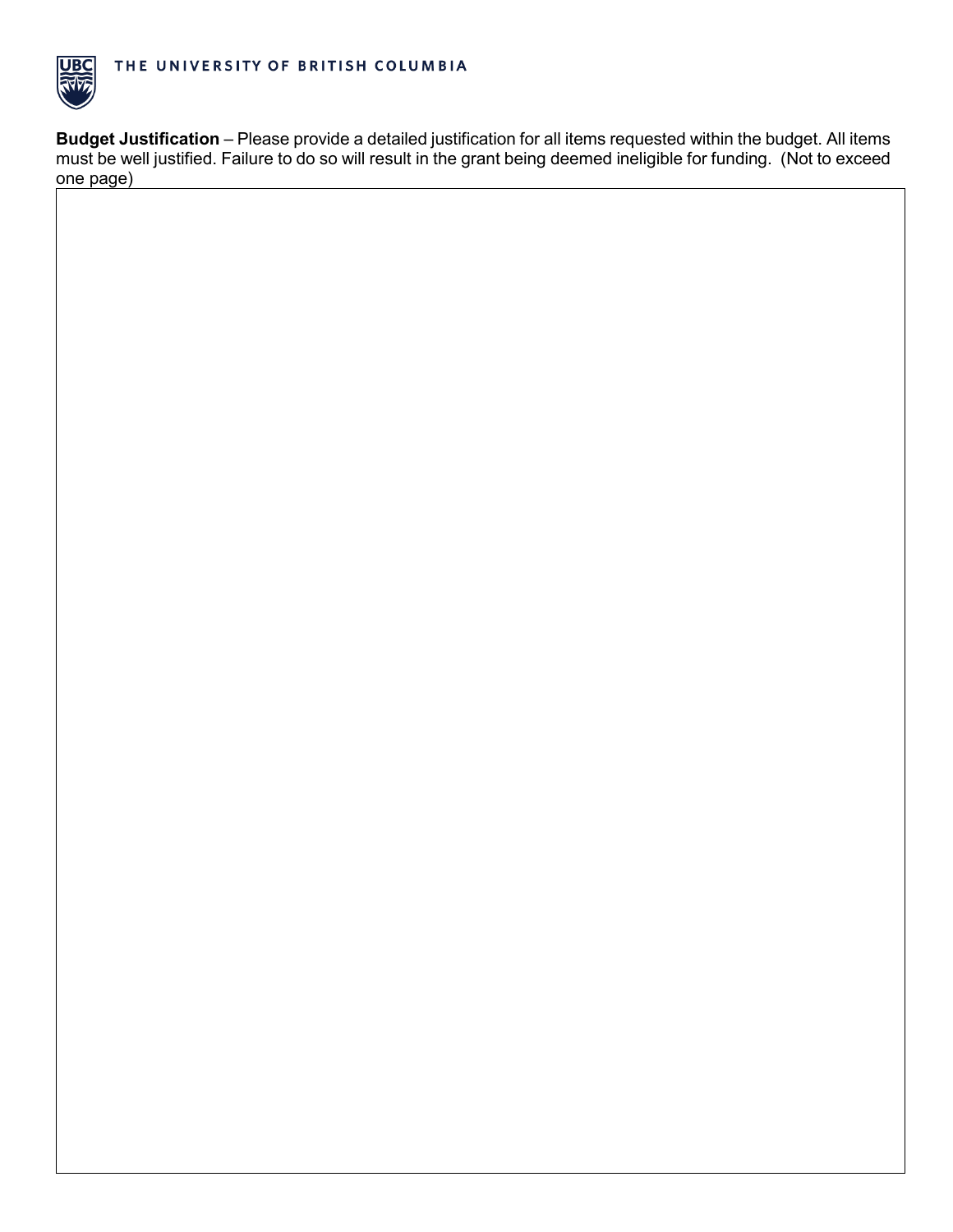**Budget Justification** – Please provide a detailed justification for all items requested within the budget. All items must be well justified. Failure to do so will result in the grant being deemed ineligible for funding. (Not to exceed one page)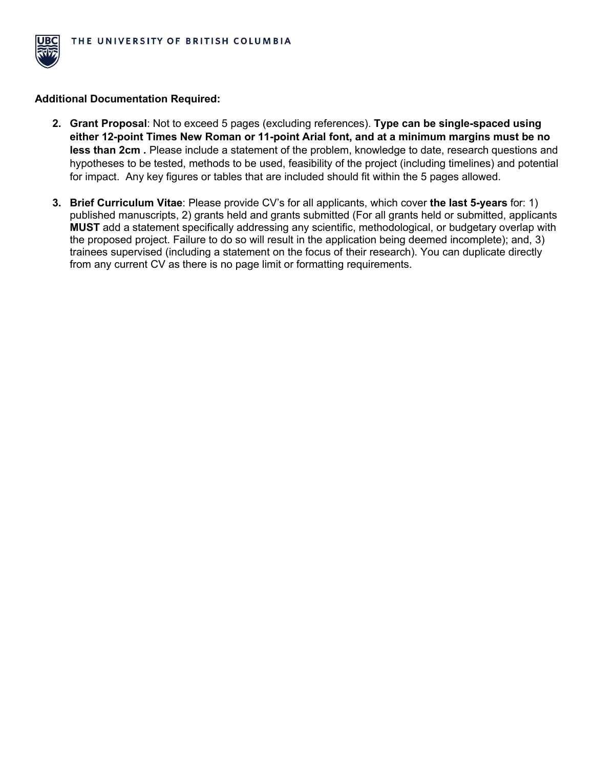**Additional Documentation Required:**

2. **Grant Proposal**: Not to exceed 5 pages (excluding references). **Type can be single-spaced using either 12-point Times New Roman or 11-point Arial font, and at a minimum margins must be no less than 2cm .** Please include a statement of the problem, knowledge to date, research questions and hypotheses to be tested, methods to be used, feasibility of the project (including timelines) and potential for impact. Any key figures or tables that are included should fit within the 5 pages allowed.

3. **Brief Curriculum Vitae**: Please provide CV's for all applicants, which cover **the last 5-years** for: 1) published manuscripts, 2) grants held and grants submitted (For all grants held or submitted, applicants **MUST** add a statement specifically addressing any scientific, methodological, or budgetary overlap with the proposed project. Failure to do so will result in the application being deemed incomplete); and, 3) trainees supervised (including a statement on the focus of their research). You can duplicate directly from any current CV as there is no page limit or formatting requirements.